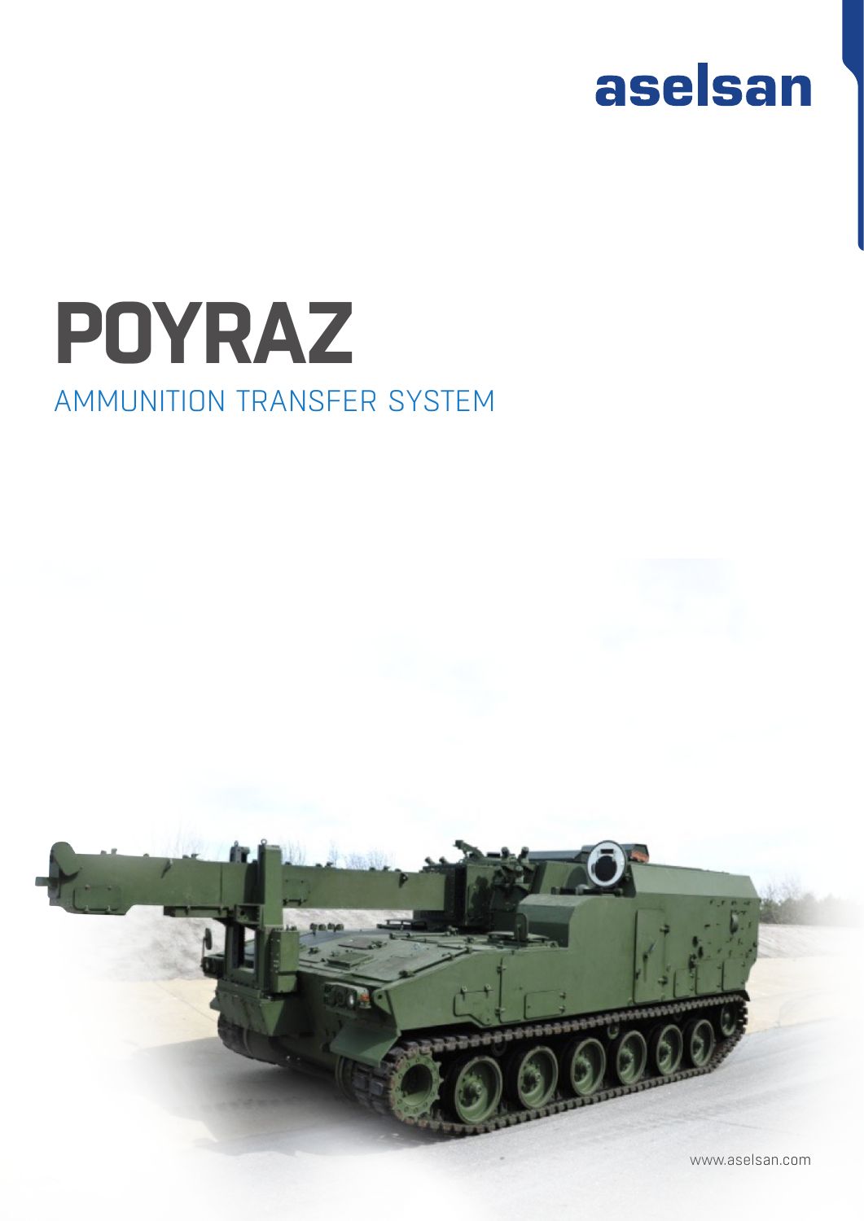aselsan

# POYRAZ

## AMMUNITION TRANSFER SYSTEM

www.aselsan.com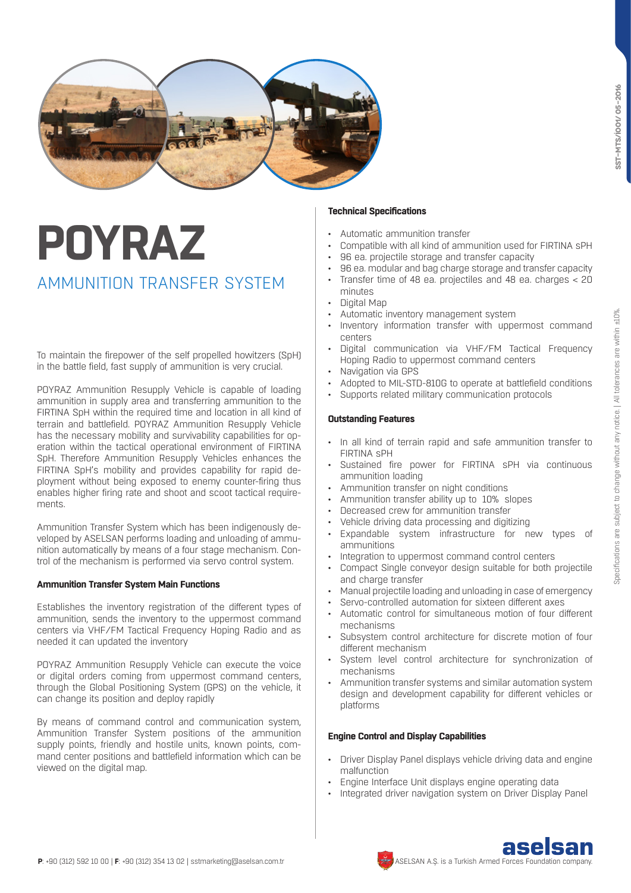# POYRAZ

## AMMUNITION TRANSFER SYSTEM

To maintain the firepower of the self propelled howitzers (SpH) in the battle field, fast supply of ammunition is very crucial.

POYRAZ Ammunition Resupply Vehicle is capable of loading ammunition in supply area and transferring ammunition to the FIRTINA SpH within the required time and location in all kind of terrain and battlefield. POYRAZ Ammunition Resupply Vehicle has the necessary mobility and survivability capabilities for operation within the tactical operational environment of FIRTINA SpH. Therefore Ammunition Resupply Vehicles enhances the FIRTINA SpH's mobility and provides capability for rapid deployment without being exposed to enemy counter-firing thus enables higher firing rate and shoot and scoot tactical requirements.

Ammunition Transfer System which has been indigenously developed by ASELSAN performs loading and unloading of ammunition automatically by means of a four stage mechanism. Control of the mechanism is performed via servo control system.

**Ammunition Transfer System Main Functions**

Establishes the inventory registration of the different types of ammunition, sends the inventory to the uppermost command centers via VHF/FM Tactical Frequency Hoping Radio and as needed it can updated the inventory

POYRAZ Ammunition Resupply Vehicle can execute the voice or digital orders coming from uppermost command centers, through the Global Positioning System (GPS) on the vehicle, it can change its position and deploy rapidly

By means of command control and communication system, Ammunition Transfer System positions of the ammunition supply points, friendly and hostile units, known points, command center positions and battlefield information which can be viewed on the digital map.

**Technical Specifications**

- Automatic ammunition transfer
- Compatible with all kind of ammunition used for FIRTINA sPH
- 96 ea. projectile storage and transfer capacity
- 96 ea. modular and bag charge storage and transfer capacity
- Transfer time of 48 ea. projectiles and 48 ea. charges < 20 minutes
- Digital Map
- Automatic inventory management system
- Inventory information transfer with uppermost command centers
- Digital communication via VHF/FM Tactical Frequency Hoping Radio to uppermost command centers
- Navigation via GPS
- Adopted to MIL-STD-810G to operate at battlefield conditions
- Supports related military communication protocols

**Outstanding Features**

- In all kind of terrain rapid and safe ammunition transfer to FIRTINA sPH
- Sustained fire power for FIRTINA sPH via continuous ammunition loading
- Ammunition transfer on night conditions
- Ammunition transfer ability up to 10% slopes
- Decreased crew for ammunition transfer
- Vehicle driving data processing and digitizing
- Expandable system infrastructure for new types of ammunitions
- Integration to uppermost command control centers
- Compact Single conveyor design suitable for both projectile and charge transfer
- Manual projectile loading and unloading in case of emergency
- Servo-controlled automation for sixteen different axes
- Automatic control for simultaneous motion of four different mechanisms
- Subsystem control architecture for discrete motion of four different mechanism
- System level control architecture for synchronization of mechanisms
- Ammunition transfer systems and similar automation system design and development capability for different vehicles or platforms

**Engine Control and Display Capabilities**

- Driver Display Panel displays vehicle driving data and engine malfunction
- Engine Interface Unit displays engine operating data
- Integrated driver navigation system on Driver Display Panel

SST-MTS/I001/ 05-2016

Specifications are subject to change without any notice. | All tolerances are within ±10%.

**P**: +90 (312) 592 10 00 | **F**: +90 (312) 354 13 02 | sstmarketing@aselsan.com.tr

aselsan

ASELSAN A.Ş. is a Turkish Armed Forces Foundation company.